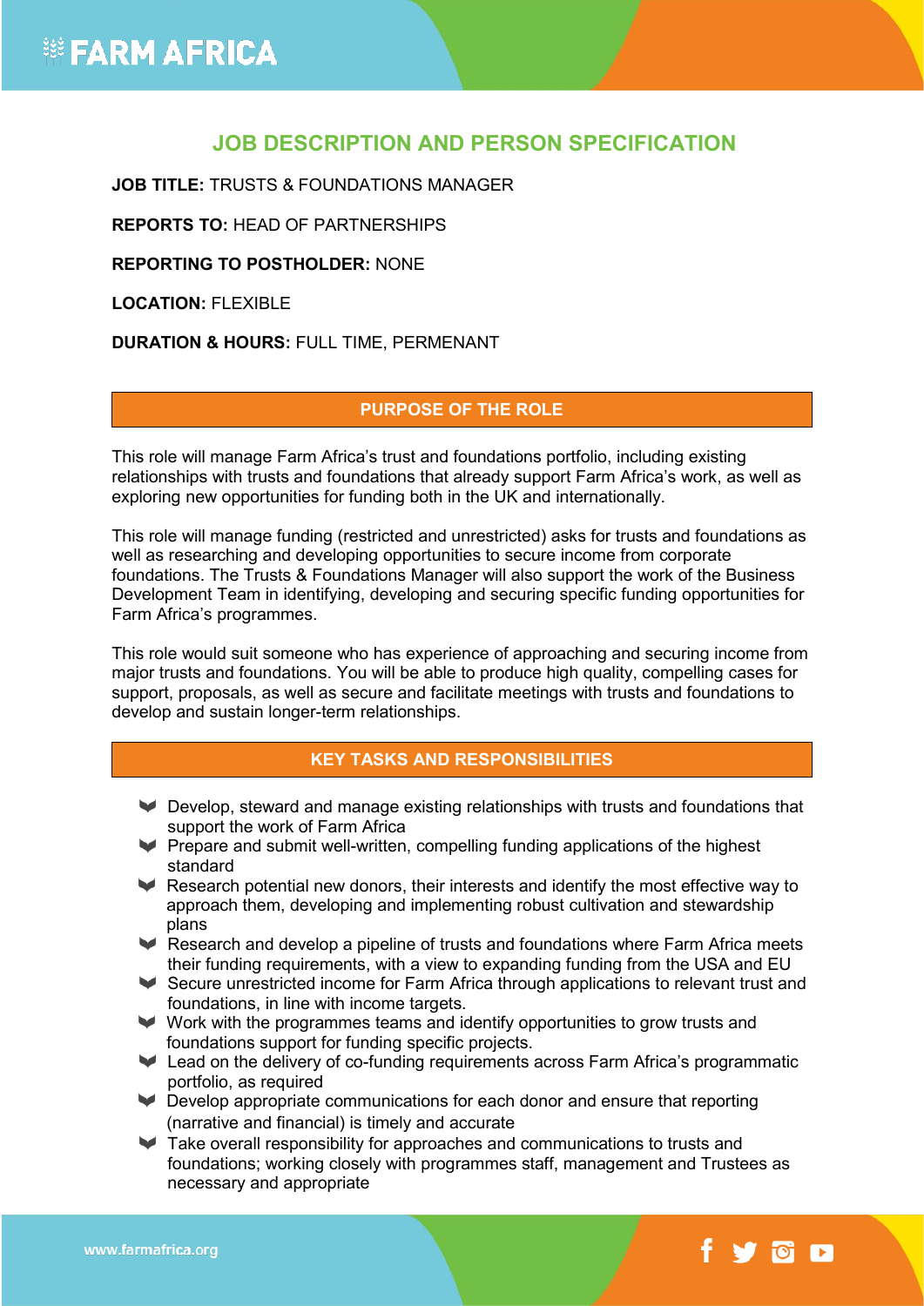# JOB DESCRIPTION AND PERSON SPECIFICATION

**JOB TITLE:** TRUSTS & FOUNDATIONS MANAGER

**REPORTS TO:** HEAD OF PARTNERSHIPS

**REPORTING TO POSTHOLDER:** NONE

**LOCATION:** FLEXIBLE

**DURATION & HOURS:** FULL TIME, PERMENANT

## PURPOSE OF THE ROLE

This role will manage Farm Africa's trust and foundations portfolio, including existing relationships with trusts and foundations that already support Farm Africa's work, as well as exploring new opportunities for funding both in the UK and internationally.

This role will manage funding (restricted and unrestricted) asks for trusts and foundations as well as researching and developing opportunities to secure income from corporate foundations. The Trusts & Foundations Manager will also support the work of the Business Development Team in identifying, developing and securing specific funding opportunities for Farm Africa's programmes.

This role would suit someone who has experience of approaching and securing income from major trusts and foundations. You will be able to produce high quality, compelling cases for support, proposals, as well as secure and facilitate meetings with trusts and foundations to develop and sustain longer-term relationships.

## KEY TASKS AND RESPONSIBILITIES

- Develop, steward and manage existing relationships with trusts and foundations that support the work of Farm Africa
- Prepare and submit well-written, compelling funding applications of the highest standard
- Research potential new donors, their interests and identify the most effective way to approach them, developing and implementing robust cultivation and stewardship plans
- Research and develop a pipeline of trusts and foundations where Farm Africa meets their funding requirements, with a view to expanding funding from the USA and EU
- Secure unrestricted income for Farm Africa through applications to relevant trust and foundations, in line with income targets.
- Work with the programmes teams and identify opportunities to grow trusts and foundations support for funding specific projects.
- Lead on the delivery of co-funding requirements across Farm Africa's programmatic portfolio, as required
- Develop appropriate communications for each donor and ensure that reporting (narrative and financial) is timely and accurate
- Take overall responsibility for approaches and communications to trusts and foundations; working closely with programmes staff, management and Trustees as necessary and appropriate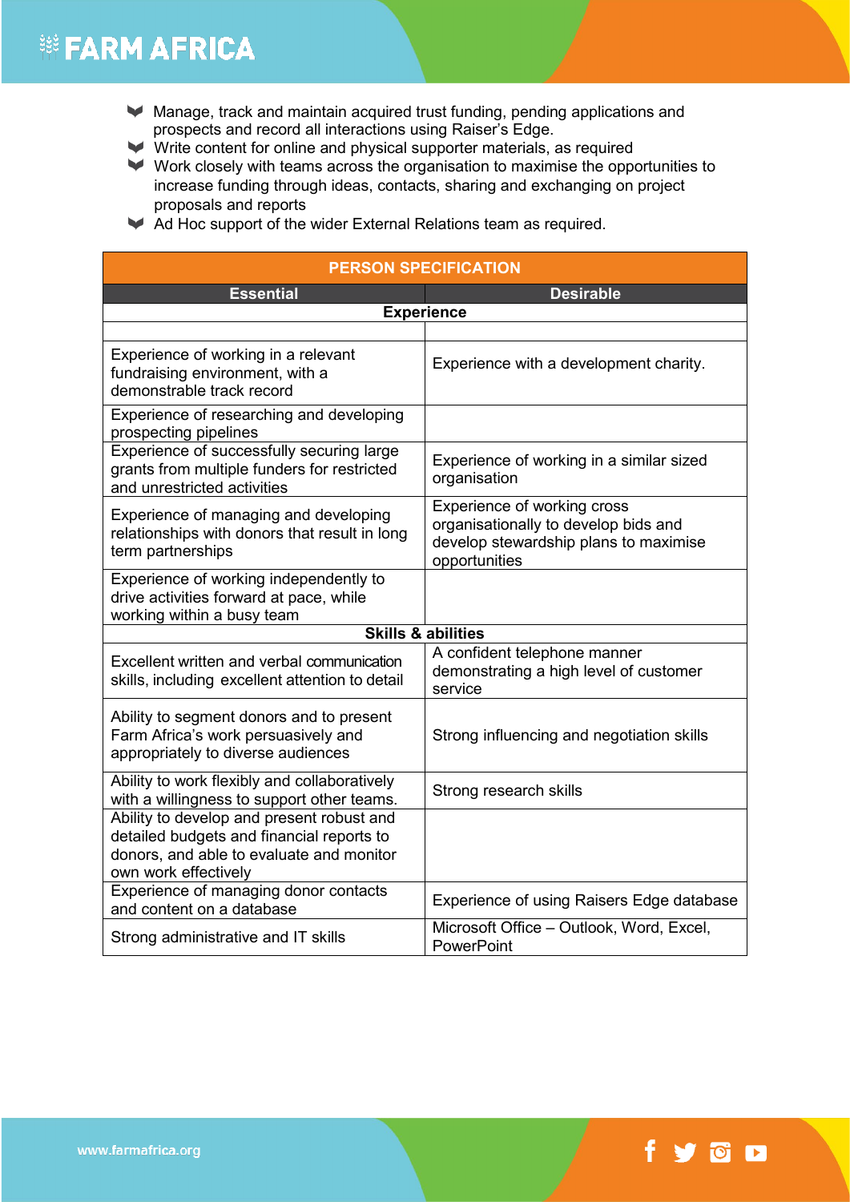- Manage, track and maintain acquired trust funding, pending applications and prospects and record all interactions using Raiser's Edge.
- Write content for online and physical supporter materials, as required
- Work closely with teams across the organisation to maximise the opportunities to increase funding through ideas, contacts, sharing and exchanging on project proposals and reports
- Ad Hoc support of the wider External Relations team as required.

| PERSON SPECIFICATION | |
|---|---|
| **Essential** | **Desirable** |
| **Experience** | |
| | |
| Experience of working in a relevant fundraising environment, with a demonstrable track record | Experience with a development charity. |
| Experience of researching and developing prospecting pipelines | |
| Experience of successfully securing large grants from multiple funders for restricted and unrestricted activities | Experience of working in a similar sized organisation |
| Experience of managing and developing relationships with donors that result in long term partnerships | Experience of working cross organisationally to develop bids and develop stewardship plans to maximise opportunities |
| Experience of working independently to drive activities forward at pace, while working within a busy team | |
| **Skills & abilities** | |
| Excellent written and verbal communication skills, including excellent attention to detail | A confident telephone manner demonstrating a high level of customer service |
| Ability to segment donors and to present Farm Africa's work persuasively and appropriately to diverse audiences | Strong influencing and negotiation skills |
| Ability to work flexibly and collaboratively with a willingness to support other teams. | Strong research skills |
| Ability to develop and present robust and detailed budgets and financial reports to donors, and able to evaluate and monitor own work effectively | |
| Experience of managing donor contacts and content on a database | Experience of using Raisers Edge database |
| Strong administrative and IT skills | Microsoft Office – Outlook, Word, Excel, PowerPoint |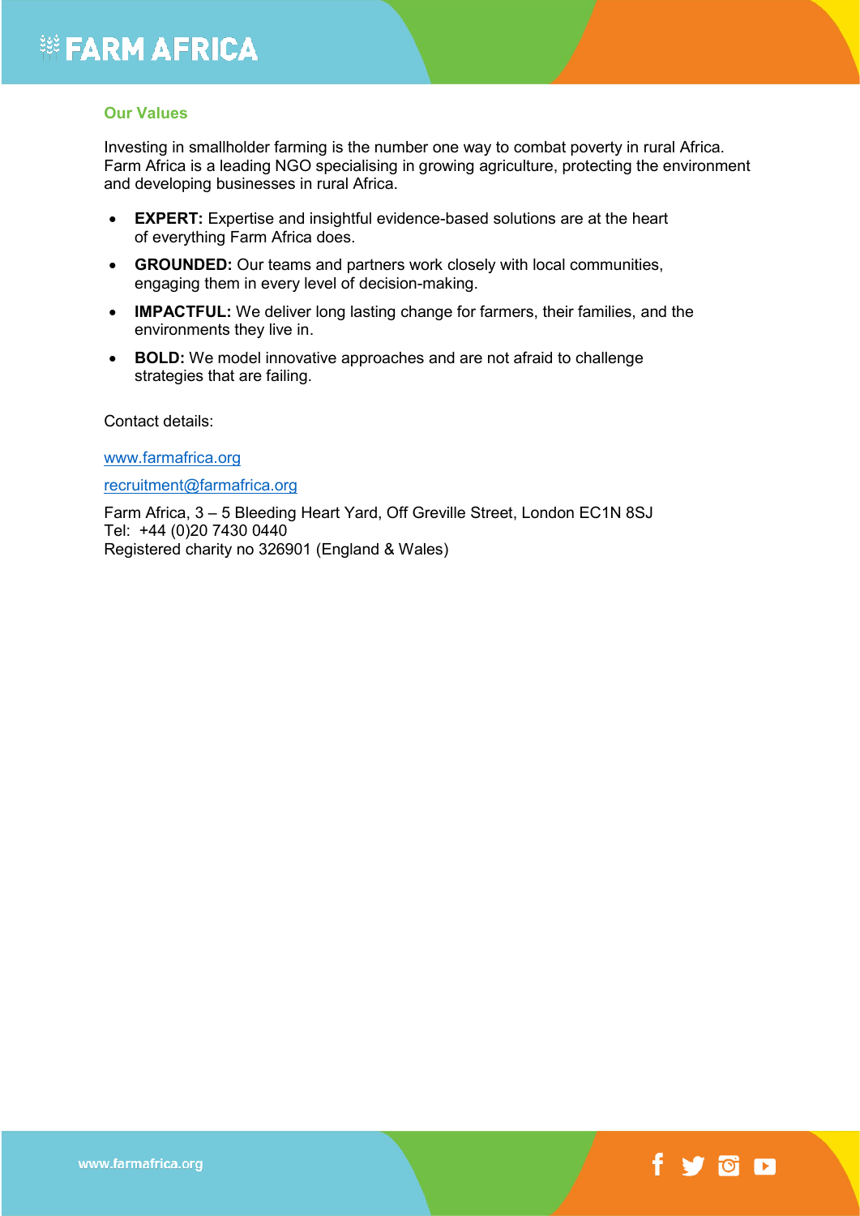## Our Values

Investing in smallholder farming is the number one way to combat poverty in rural Africa. Farm Africa is a leading NGO specialising in growing agriculture, protecting the environment and developing businesses in rural Africa.

- **EXPERT:** Expertise and insightful evidence-based solutions are at the heart of everything Farm Africa does.
- **GROUNDED:** Our teams and partners work closely with local communities, engaging them in every level of decision-making.
- **IMPACTFUL:** We deliver long lasting change for farmers, their families, and the environments they live in.
- **BOLD:** We model innovative approaches and are not afraid to challenge strategies that are failing.

Contact details:

www.farmafrica.org

recruitment@farmafrica.org

Farm Africa, 3 – 5 Bleeding Heart Yard, Off Greville Street, London EC1N 8SJ
Tel: +44 (0)20 7430 0440
Registered charity no 326901 (England & Wales)